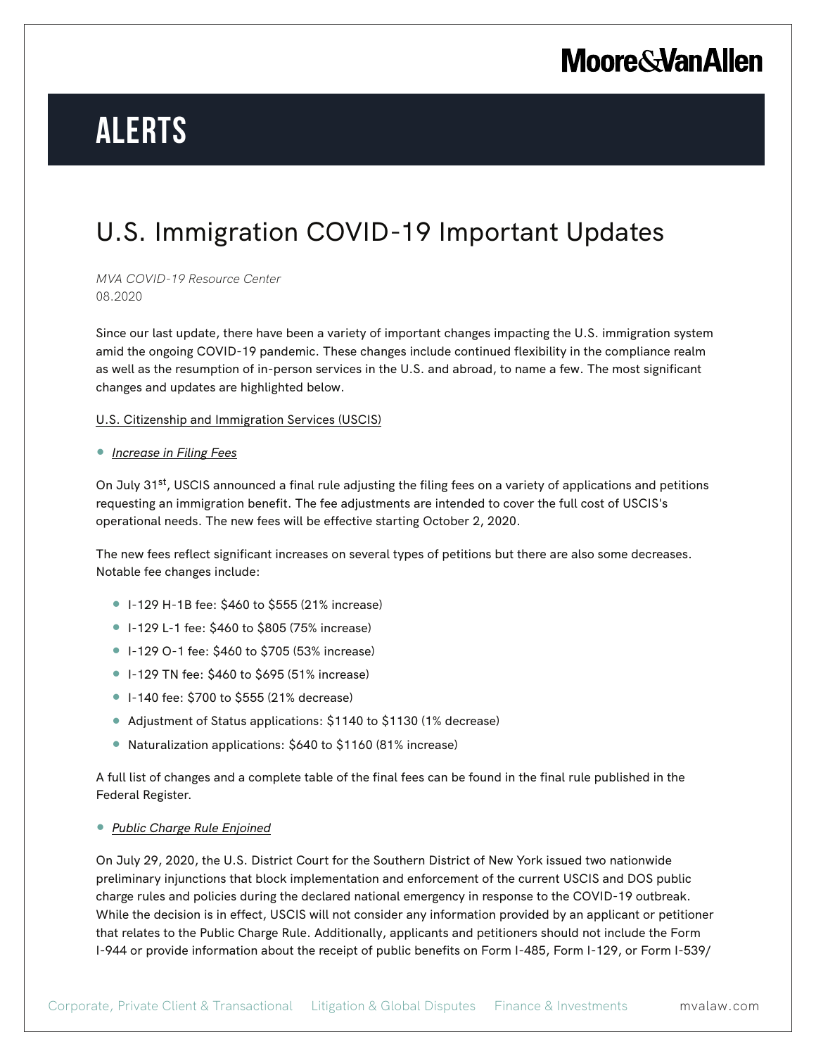# ALERTS

## U.S. Immigration COVID-19 Important Updates

*MVA COVID-19 Resource Center*
08.2020

Since our last update, there have been a variety of important changes impacting the U.S. immigration system amid the ongoing COVID-19 pandemic. These changes include continued flexibility in the compliance realm as well as the resumption of in-person services in the U.S. and abroad, to name a few. The most significant changes and updates are highlighted below.

U.S. Citizenship and Immigration Services (USCIS)

- *Increase in Filing Fees*

On July 31st, USCIS announced a final rule adjusting the filing fees on a variety of applications and petitions requesting an immigration benefit. The fee adjustments are intended to cover the full cost of USCIS's operational needs. The new fees will be effective starting October 2, 2020.

The new fees reflect significant increases on several types of petitions but there are also some decreases. Notable fee changes include:

- I-129 H-1B fee: $460 to $555 (21% increase)
- I-129 L-1 fee: $460 to $805 (75% increase)
- I-129 O-1 fee: $460 to $705 (53% increase)
- I-129 TN fee: $460 to $695 (51% increase)
- I-140 fee: $700 to $555 (21% decrease)
- Adjustment of Status applications: $1140 to $1130 (1% decrease)
- Naturalization applications: $640 to $1160 (81% increase)

A full list of changes and a complete table of the final fees can be found in the final rule published in the Federal Register.

- *Public Charge Rule Enjoined*

On July 29, 2020, the U.S. District Court for the Southern District of New York issued two nationwide preliminary injunctions that block implementation and enforcement of the current USCIS and DOS public charge rules and policies during the declared national emergency in response to the COVID-19 outbreak. While the decision is in effect, USCIS will not consider any information provided by an applicant or petitioner that relates to the Public Charge Rule. Additionally, applicants and petitioners should not include the Form I-944 or provide information about the receipt of public benefits on Form I-485, Form I-129, or Form I-539/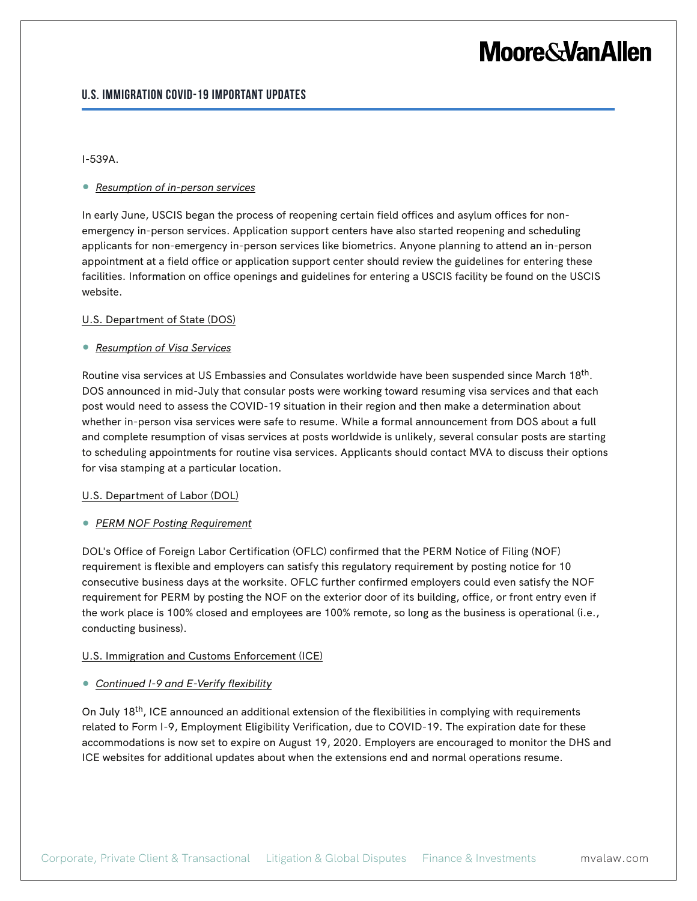I-539A.

- *Resumption of in-person services*

In early June, USCIS began the process of reopening certain field offices and asylum offices for non-emergency in-person services. Application support centers have also started reopening and scheduling applicants for non-emergency in-person services like biometrics. Anyone planning to attend an in-person appointment at a field office or application support center should review the guidelines for entering these facilities. Information on office openings and guidelines for entering a USCIS facility be found on the USCIS website.

U.S. Department of State (DOS)

- *Resumption of Visa Services*

Routine visa services at US Embassies and Consulates worldwide have been suspended since March 18th. DOS announced in mid-July that consular posts were working toward resuming visa services and that each post would need to assess the COVID-19 situation in their region and then make a determination about whether in-person visa services were safe to resume. While a formal announcement from DOS about a full and complete resumption of visas services at posts worldwide is unlikely, several consular posts are starting to scheduling appointments for routine visa services. Applicants should contact MVA to discuss their options for visa stamping at a particular location.

U.S. Department of Labor (DOL)

- *PERM NOF Posting Requirement*

DOL's Office of Foreign Labor Certification (OFLC) confirmed that the PERM Notice of Filing (NOF) requirement is flexible and employers can satisfy this regulatory requirement by posting notice for 10 consecutive business days at the worksite. OFLC further confirmed employers could even satisfy the NOF requirement for PERM by posting the NOF on the exterior door of its building, office, or front entry even if the work place is 100% closed and employees are 100% remote, so long as the business is operational (i.e., conducting business).

U.S. Immigration and Customs Enforcement (ICE)

- *Continued I-9 and E-Verify flexibility*

On July 18th, ICE announced an additional extension of the flexibilities in complying with requirements related to Form I-9, Employment Eligibility Verification, due to COVID-19. The expiration date for these accommodations is now set to expire on August 19, 2020. Employers are encouraged to monitor the DHS and ICE websites for additional updates about when the extensions end and normal operations resume.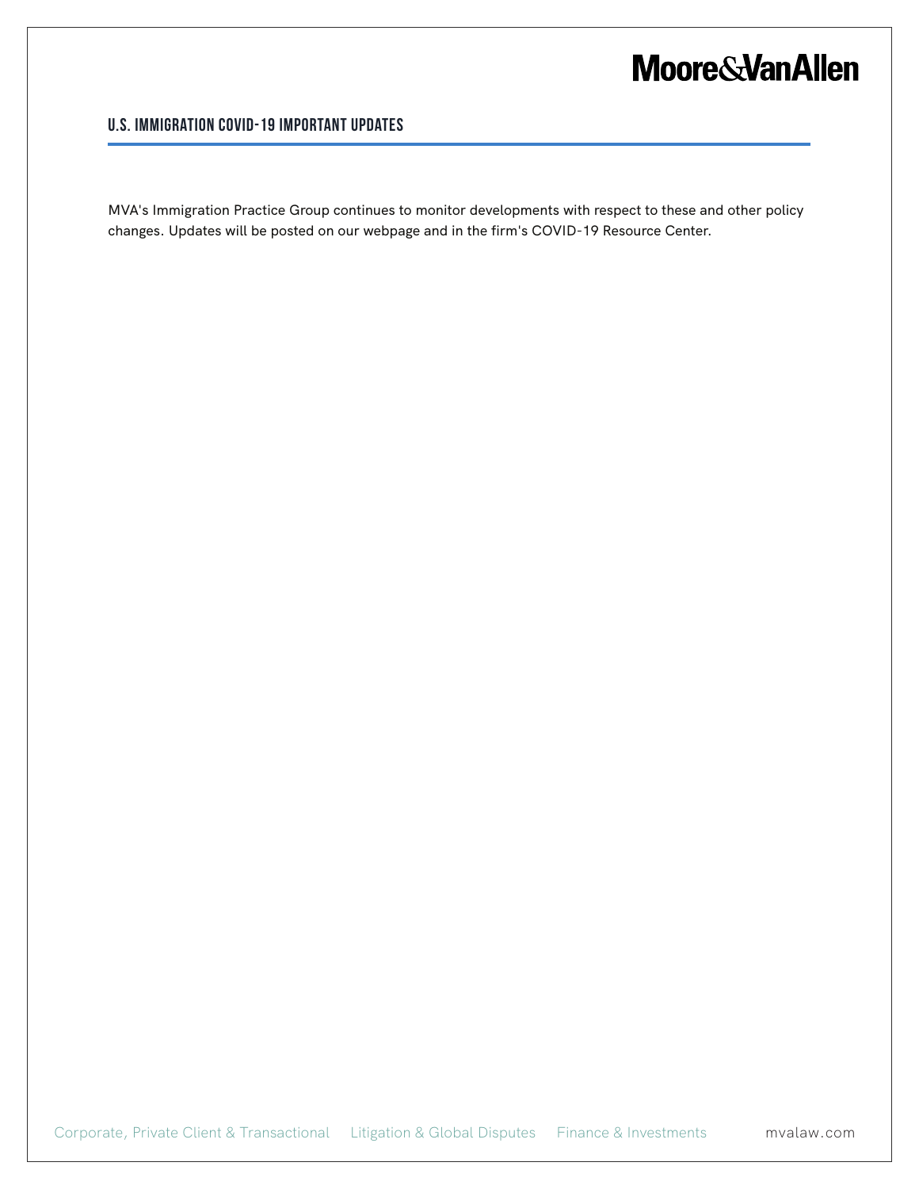MVA's Immigration Practice Group continues to monitor developments with respect to these and other policy changes. Updates will be posted on our webpage and in the firm's COVID-19 Resource Center.